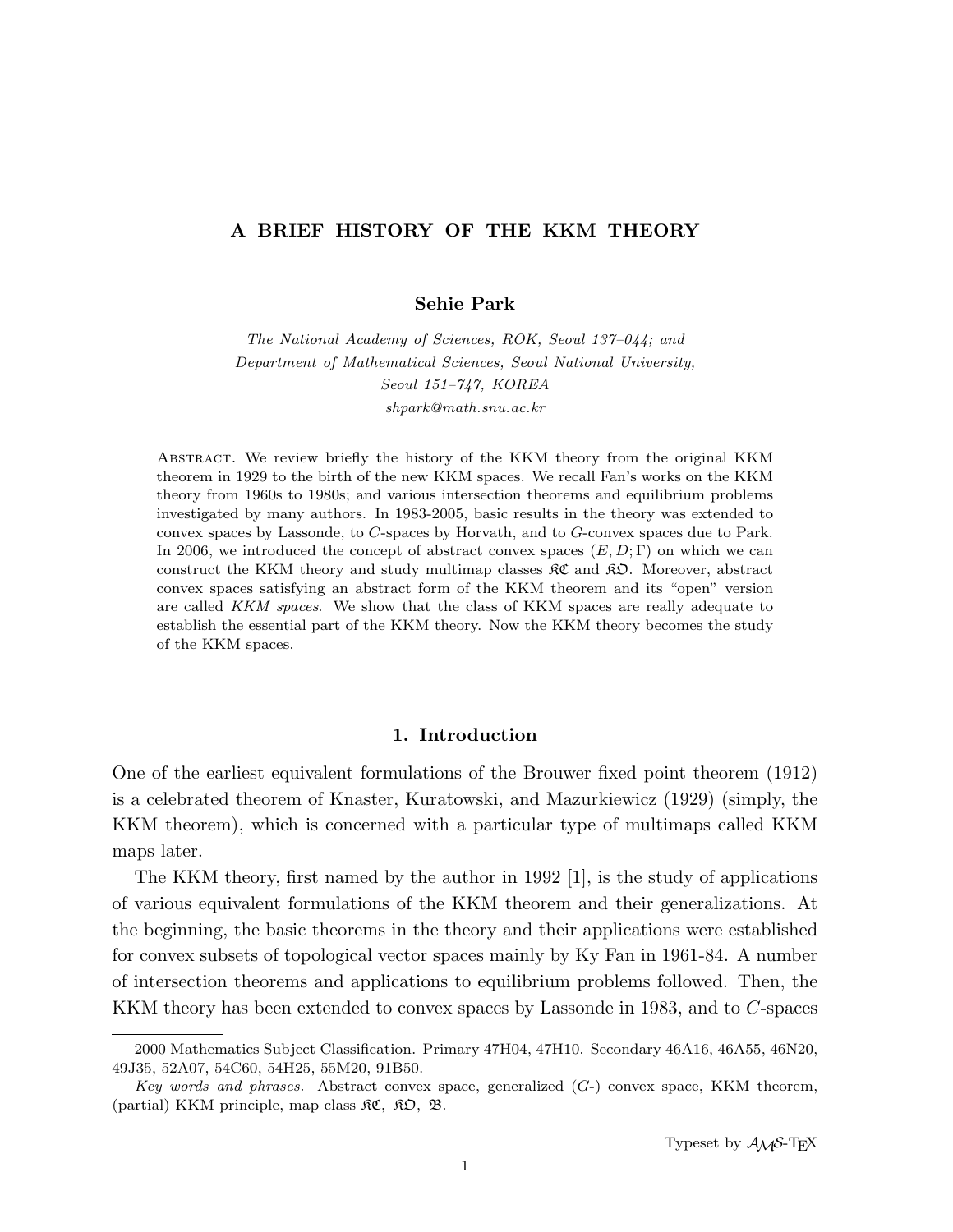# A BRIEF HISTORY OF THE KKM THEORY

**Sehie Park**

*The National Academy of Sciences, ROK, Seoul 137–044; and*
*Department of Mathematical Sciences, Seoul National University,*
*Seoul 151–747, KOREA*
*shpark@math.snu.ac.kr*

Abstract. We review briefly the history of the KKM theory from the original KKM theorem in 1929 to the birth of the new KKM spaces. We recall Fan's works on the KKM theory from 1960s to 1980s; and various intersection theorems and equilibrium problems investigated by many authors. In 1983-2005, basic results in the theory was extended to convex spaces by Lassonde, to $C$-spaces by Horvath, and to $G$-convex spaces due to Park. In 2006, we introduced the concept of abstract convex spaces $(E, D; \Gamma)$ on which we can construct the KKM theory and study multimap classes $\mathfrak{KC}$ and $\mathfrak{KO}$. Moreover, abstract convex spaces satisfying an abstract form of the KKM theorem and its "open" version are called *KKM spaces*. We show that the class of KKM spaces are really adequate to establish the essential part of the KKM theory. Now the KKM theory becomes the study of the KKM spaces.

## 1. Introduction

One of the earliest equivalent formulations of the Brouwer fixed point theorem (1912) is a celebrated theorem of Knaster, Kuratowski, and Mazurkiewicz (1929) (simply, the KKM theorem), which is concerned with a particular type of multimaps called KKM maps later.

The KKM theory, first named by the author in 1992 [1], is the study of applications of various equivalent formulations of the KKM theorem and their generalizations. At the beginning, the basic theorems in the theory and their applications were established for convex subsets of topological vector spaces mainly by Ky Fan in 1961-84. A number of intersection theorems and applications to equilibrium problems followed. Then, the KKM theory has been extended to convex spaces by Lassonde in 1983, and to $C$-spaces

---

2000 Mathematics Subject Classification. Primary 47H04, 47H10. Secondary 46A16, 46A55, 46N20, 49J35, 52A07, 54C60, 54H25, 55M20, 91B50.

*Key words and phrases.* Abstract convex space, generalized ($G$-) convex space, KKM theorem, (partial) KKM principle, map class $\mathfrak{KC}$, $\mathfrak{KO}$, $\mathfrak{B}$.

Typeset by $\mathcal{A}\mathcal{M}\mathcal{S}$-TEX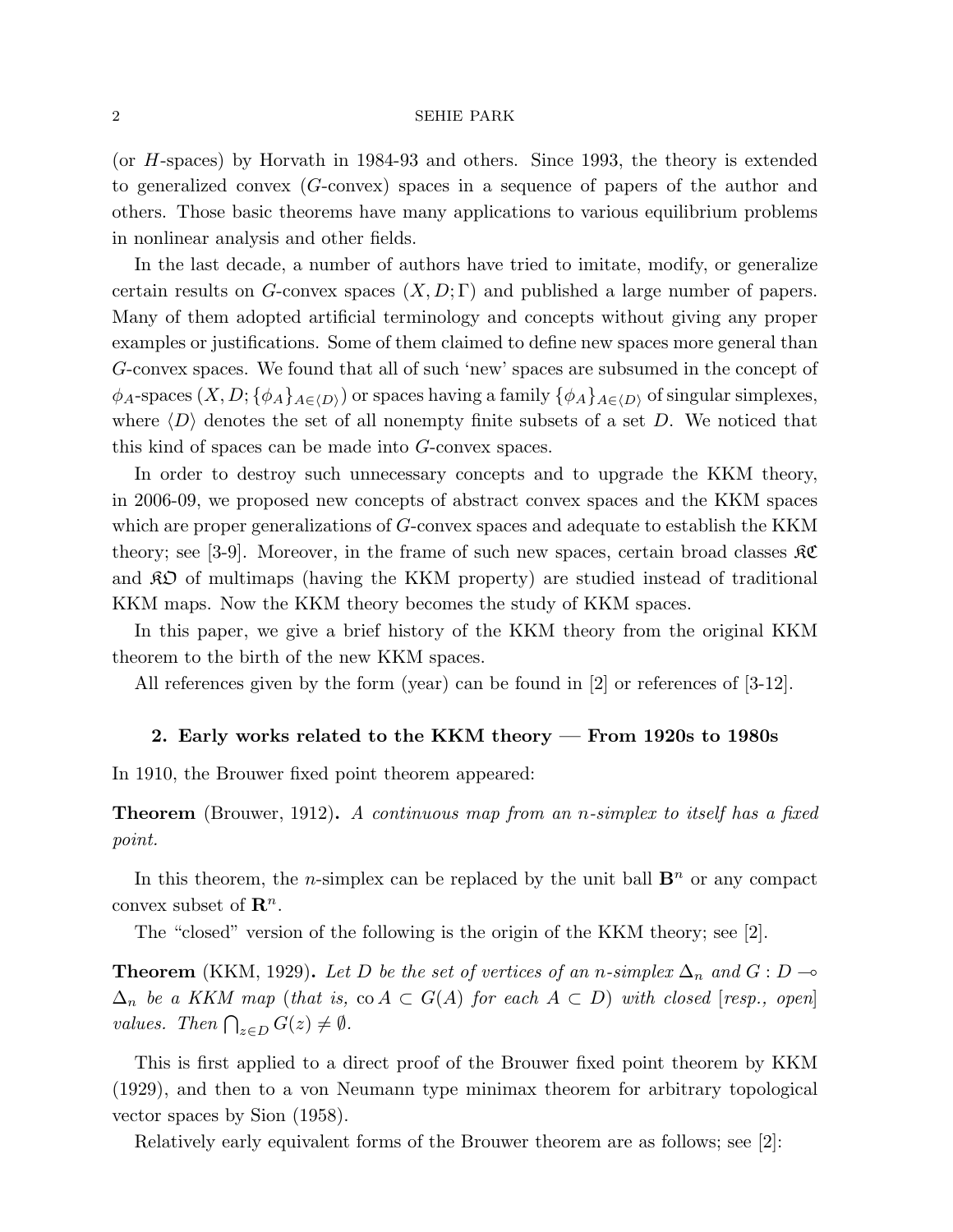(or $H$-spaces) by Horvath in 1984-93 and others. Since 1993, the theory is extended to generalized convex ($G$-convex) spaces in a sequence of papers of the author and others. Those basic theorems have many applications to various equilibrium problems in nonlinear analysis and other fields.

In the last decade, a number of authors have tried to imitate, modify, or generalize certain results on $G$-convex spaces $(X, D; \Gamma)$ and published a large number of papers. Many of them adopted artificial terminology and concepts without giving any proper examples or justifications. Some of them claimed to define new spaces more general than $G$-convex spaces. We found that all of such 'new' spaces are subsumed in the concept of $\phi_A$-spaces $(X, D; \{\phi_A\}_{A \in \langle D \rangle})$ or spaces having a family $\{\phi_A\}_{A \in \langle D \rangle}$ of singular simplexes, where $\langle D \rangle$ denotes the set of all nonempty finite subsets of a set $D$. We noticed that this kind of spaces can be made into $G$-convex spaces.

In order to destroy such unnecessary concepts and to upgrade the KKM theory, in 2006-09, we proposed new concepts of abstract convex spaces and the KKM spaces which are proper generalizations of $G$-convex spaces and adequate to establish the KKM theory; see [3-9]. Moreover, in the frame of such new spaces, certain broad classes $\mathfrak{KC}$ and $\mathfrak{KO}$ of multimaps (having the KKM property) are studied instead of traditional KKM maps. Now the KKM theory becomes the study of KKM spaces.

In this paper, we give a brief history of the KKM theory from the original KKM theorem to the birth of the new KKM spaces.

All references given by the form (year) can be found in [2] or references of [3-12].

## 2. Early works related to the KKM theory — From 1920s to 1980s

In 1910, the Brouwer fixed point theorem appeared:

**Theorem** (Brouwer, 1912)**.** *A continuous map from an $n$-simplex to itself has a fixed point.*

In this theorem, the $n$-simplex can be replaced by the unit ball $\mathbf{B}^n$ or any compact convex subset of $\mathbf{R}^n$.

The "closed" version of the following is the origin of the KKM theory; see [2].

**Theorem** (KKM, 1929)**.** *Let $D$ be the set of vertices of an $n$-simplex $\Delta_n$ and $G : D \multimap \Delta_n$ be a KKM map (that is,* $\operatorname{co} A \subset G(A)$ *for each* $A \subset D$*) with closed* [*resp., open*] *values. Then* $\bigcap_{z \in D} G(z) \neq \emptyset$.

This is first applied to a direct proof of the Brouwer fixed point theorem by KKM (1929), and then to a von Neumann type minimax theorem for arbitrary topological vector spaces by Sion (1958).

Relatively early equivalent forms of the Brouwer theorem are as follows; see [2]: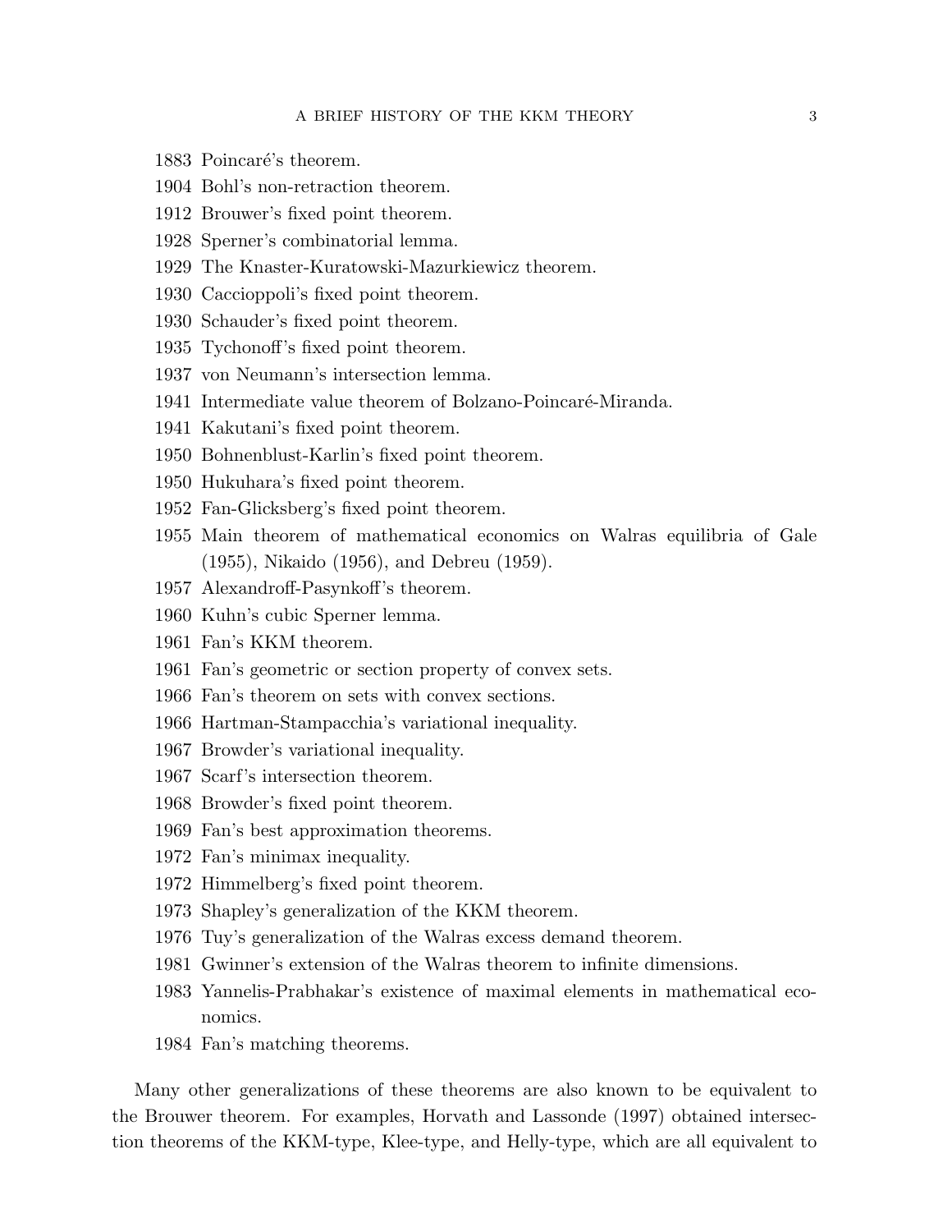1883 Poincaré's theorem.
1904 Bohl's non-retraction theorem.
1912 Brouwer's fixed point theorem.
1928 Sperner's combinatorial lemma.
1929 The Knaster-Kuratowski-Mazurkiewicz theorem.
1930 Caccioppoli's fixed point theorem.
1930 Schauder's fixed point theorem.
1935 Tychonoff's fixed point theorem.
1937 von Neumann's intersection lemma.
1941 Intermediate value theorem of Bolzano-Poincaré-Miranda.
1941 Kakutani's fixed point theorem.
1950 Bohnenblust-Karlin's fixed point theorem.
1950 Hukuhara's fixed point theorem.
1952 Fan-Glicksberg's fixed point theorem.
1955 Main theorem of mathematical economics on Walras equilibria of Gale (1955), Nikaido (1956), and Debreu (1959).
1957 Alexandroff-Pasynkoff's theorem.
1960 Kuhn's cubic Sperner lemma.
1961 Fan's KKM theorem.
1961 Fan's geometric or section property of convex sets.
1966 Fan's theorem on sets with convex sections.
1966 Hartman-Stampacchia's variational inequality.
1967 Browder's variational inequality.
1967 Scarf's intersection theorem.
1968 Browder's fixed point theorem.
1969 Fan's best approximation theorems.
1972 Fan's minimax inequality.
1972 Himmelberg's fixed point theorem.
1973 Shapley's generalization of the KKM theorem.
1976 Tuy's generalization of the Walras excess demand theorem.
1981 Gwinner's extension of the Walras theorem to infinite dimensions.
1983 Yannelis-Prabhakar's existence of maximal elements in mathematical economics.
1984 Fan's matching theorems.

Many other generalizations of these theorems are also known to be equivalent to the Brouwer theorem. For examples, Horvath and Lassonde (1997) obtained intersection theorems of the KKM-type, Klee-type, and Helly-type, which are all equivalent to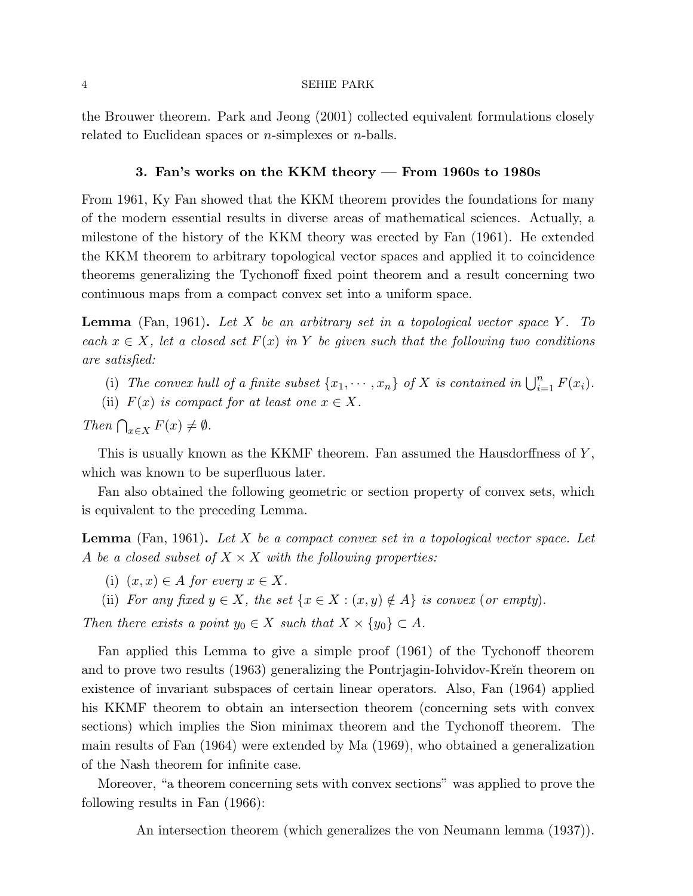the Brouwer theorem. Park and Jeong (2001) collected equivalent formulations closely related to Euclidean spaces or $n$-simplexes or $n$-balls.

### 3. Fan's works on the KKM theory — From 1960s to 1980s

From 1961, Ky Fan showed that the KKM theorem provides the foundations for many of the modern essential results in diverse areas of mathematical sciences. Actually, a milestone of the history of the KKM theory was erected by Fan (1961). He extended the KKM theorem to arbitrary topological vector spaces and applied it to coincidence theorems generalizing the Tychonoff fixed point theorem and a result concerning two continuous maps from a compact convex set into a uniform space.

**Lemma** (Fan, 1961)**.** *Let $X$ be an arbitrary set in a topological vector space $Y$. To each $x \in X$, let a closed set $F(x)$ in $Y$ be given such that the following two conditions are satisfied:*

(i) *The convex hull of a finite subset $\{x_1, \cdots, x_n\}$ of $X$ is contained in $\bigcup_{i=1}^{n} F(x_i)$.*
(ii) *$F(x)$ is compact for at least one $x \in X$.*

*Then $\bigcap_{x \in X} F(x) \neq \emptyset$.*

This is usually known as the KKMF theorem. Fan assumed the Hausdorffness of $Y$, which was known to be superfluous later.

Fan also obtained the following geometric or section property of convex sets, which is equivalent to the preceding Lemma.

**Lemma** (Fan, 1961)**.** *Let $X$ be a compact convex set in a topological vector space. Let $A$ be a closed subset of $X \times X$ with the following properties:*

(i) *$(x, x) \in A$ for every $x \in X$.*
(ii) *For any fixed $y \in X$, the set $\{x \in X : (x, y) \notin A\}$ is convex (or empty).*

*Then there exists a point $y_0 \in X$ such that $X \times \{y_0\} \subset A$.*

Fan applied this Lemma to give a simple proof (1961) of the Tychonoff theorem and to prove two results (1963) generalizing the Pontrjagin-Iohvidov-Kreĭn theorem on existence of invariant subspaces of certain linear operators. Also, Fan (1964) applied his KKMF theorem to obtain an intersection theorem (concerning sets with convex sections) which implies the Sion minimax theorem and the Tychonoff theorem. The main results of Fan (1964) were extended by Ma (1969), who obtained a generalization of the Nash theorem for infinite case.

Moreover, "a theorem concerning sets with convex sections" was applied to prove the following results in Fan (1966):

An intersection theorem (which generalizes the von Neumann lemma (1937)).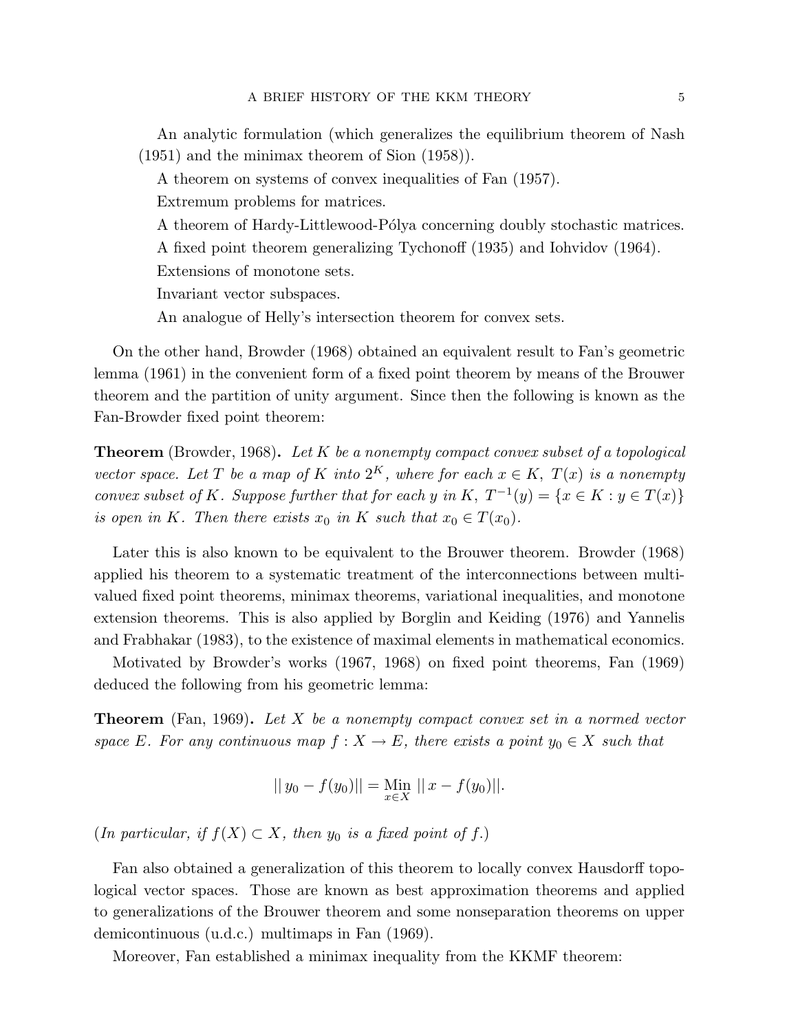An analytic formulation (which generalizes the equilibrium theorem of Nash (1951) and the minimax theorem of Sion (1958)).

A theorem on systems of convex inequalities of Fan (1957).

Extremum problems for matrices.

A theorem of Hardy-Littlewood-Pólya concerning doubly stochastic matrices.

A fixed point theorem generalizing Tychonoff (1935) and Iohvidov (1964).

Extensions of monotone sets.

Invariant vector subspaces.

An analogue of Helly's intersection theorem for convex sets.

On the other hand, Browder (1968) obtained an equivalent result to Fan's geometric lemma (1961) in the convenient form of a fixed point theorem by means of the Brouwer theorem and the partition of unity argument. Since then the following is known as the Fan-Browder fixed point theorem:

**Theorem** (Browder, 1968)**.** *Let $K$ be a nonempty compact convex subset of a topological vector space. Let $T$ be a map of $K$ into $2^K$, where for each $x \in K$, $T(x)$ is a nonempty convex subset of $K$. Suppose further that for each $y$ in $K$, $T^{-1}(y) = \{x \in K : y \in T(x)\}$ is open in $K$. Then there exists $x_0$ in $K$ such that $x_0 \in T(x_0)$.*

Later this is also known to be equivalent to the Brouwer theorem. Browder (1968) applied his theorem to a systematic treatment of the interconnections between multivalued fixed point theorems, minimax theorems, variational inequalities, and monotone extension theorems. This is also applied by Borglin and Keiding (1976) and Yannelis and Frabhakar (1983), to the existence of maximal elements in mathematical economics.

Motivated by Browder's works (1967, 1968) on fixed point theorems, Fan (1969) deduced the following from his geometric lemma:

**Theorem** (Fan, 1969)**.** *Let $X$ be a nonempty compact convex set in a normed vector space $E$. For any continuous map $f : X \to E$, there exists a point $y_0 \in X$ such that*

$$|| \, y_0 - f(y_0)|| = \operatorname*{Min}_{x \in X} || \, x - f(y_0)||.$$

(*In particular, if $f(X) \subset X$, then $y_0$ is a fixed point of $f$.*)

Fan also obtained a generalization of this theorem to locally convex Hausdorff topological vector spaces. Those are known as best approximation theorems and applied to generalizations of the Brouwer theorem and some nonseparation theorems on upper demicontinuous (u.d.c.) multimaps in Fan (1969).

Moreover, Fan established a minimax inequality from the KKMF theorem: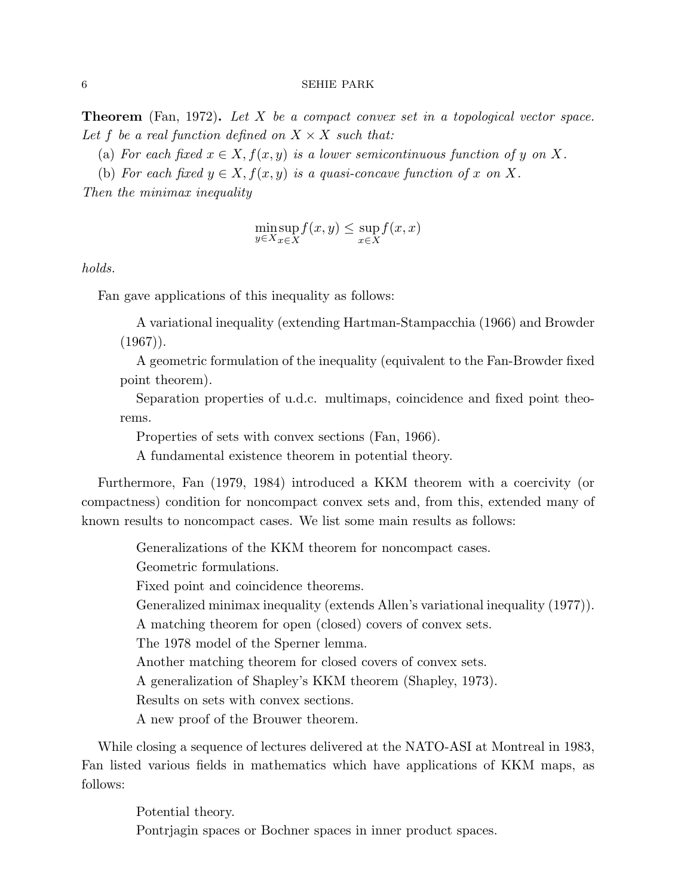**Theorem** (Fan, 1972)**.** *Let $X$ be a compact convex set in a topological vector space. Let $f$ be a real function defined on $X \times X$ such that:*

(a) *For each fixed $x \in X, f(x, y)$ is a lower semicontinuous function of $y$ on $X$.*

(b) *For each fixed $y \in X, f(x, y)$ is a quasi-concave function of $x$ on $X$.*

*Then the minimax inequality*

$$\min_{y \in X} \sup_{x \in X} f(x, y) \leq \sup_{x \in X} f(x, x)$$

*holds.*

Fan gave applications of this inequality as follows:

> A variational inequality (extending Hartman-Stampacchia (1966) and Browder (1967)).
>
> A geometric formulation of the inequality (equivalent to the Fan-Browder fixed point theorem).
>
> Separation properties of u.d.c. multimaps, coincidence and fixed point theorems.
>
> Properties of sets with convex sections (Fan, 1966).
>
> A fundamental existence theorem in potential theory.

Furthermore, Fan (1979, 1984) introduced a KKM theorem with a coercivity (or compactness) condition for noncompact convex sets and, from this, extended many of known results to noncompact cases. We list some main results as follows:

> Generalizations of the KKM theorem for noncompact cases.
>
> Geometric formulations.
>
> Fixed point and coincidence theorems.
>
> Generalized minimax inequality (extends Allen's variational inequality (1977)).
>
> A matching theorem for open (closed) covers of convex sets.
>
> The 1978 model of the Sperner lemma.
>
> Another matching theorem for closed covers of convex sets.
>
> A generalization of Shapley's KKM theorem (Shapley, 1973).
>
> Results on sets with convex sections.
>
> A new proof of the Brouwer theorem.

While closing a sequence of lectures delivered at the NATO-ASI at Montreal in 1983, Fan listed various fields in mathematics which have applications of KKM maps, as follows:

> Potential theory.
>
> Pontrjagin spaces or Bochner spaces in inner product spaces.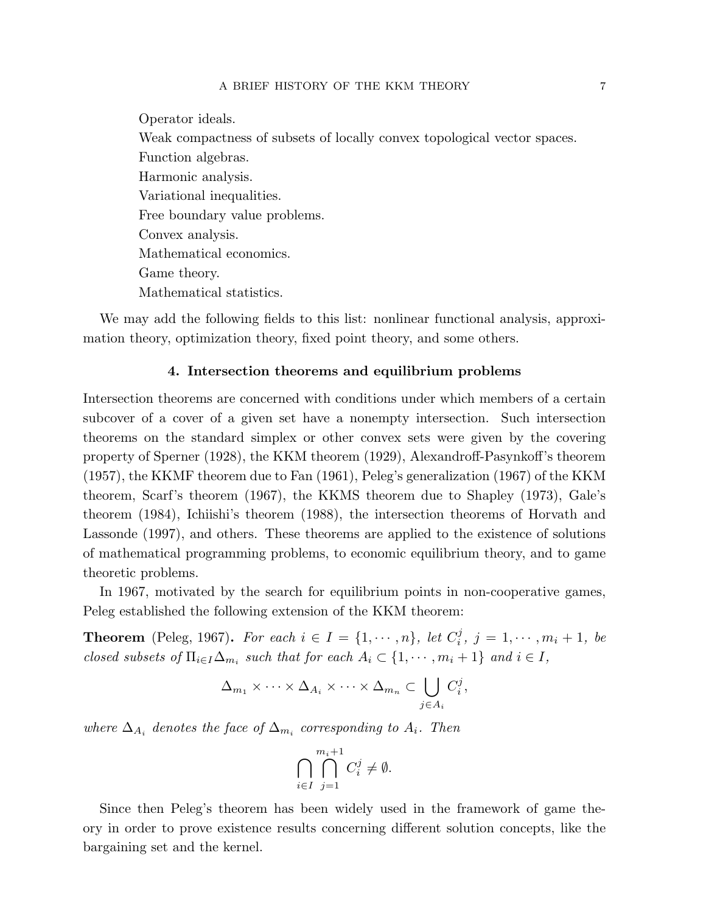Operator ideals.
Weak compactness of subsets of locally convex topological vector spaces.
Function algebras.
Harmonic analysis.
Variational inequalities.
Free boundary value problems.
Convex analysis.
Mathematical economics.
Game theory.
Mathematical statistics.

We may add the following fields to this list: nonlinear functional analysis, approximation theory, optimization theory, fixed point theory, and some others.

## 4. Intersection theorems and equilibrium problems

Intersection theorems are concerned with conditions under which members of a certain subcover of a cover of a given set have a nonempty intersection. Such intersection theorems on the standard simplex or other convex sets were given by the covering property of Sperner (1928), the KKM theorem (1929), Alexandroff-Pasynkoff's theorem (1957), the KKMF theorem due to Fan (1961), Peleg's generalization (1967) of the KKM theorem, Scarf's theorem (1967), the KKMS theorem due to Shapley (1973), Gale's theorem (1984), Ichiishi's theorem (1988), the intersection theorems of Horvath and Lassonde (1997), and others. These theorems are applied to the existence of solutions of mathematical programming problems, to economic equilibrium theory, and to game theoretic problems.

In 1967, motivated by the search for equilibrium points in non-cooperative games, Peleg established the following extension of the KKM theorem:

**Theorem** (Peleg, 1967)**.** *For each $i \in I = \{1, \cdots, n\}$, let $C_i^j$, $j = 1, \cdots, m_i + 1$, be closed subsets of $\Pi_{i \in I} \Delta_{m_i}$ such that for each $A_i \subset \{1, \cdots, m_i + 1\}$ and $i \in I$,*

$$\Delta_{m_1} \times \cdots \times \Delta_{A_i} \times \cdots \times \Delta_{m_n} \subset \bigcup_{j \in A_i} C_i^j,$$

*where $\Delta_{A_i}$ denotes the face of $\Delta_{m_i}$ corresponding to $A_i$. Then*

$$\bigcap_{i \in I} \bigcap_{j=1}^{m_i+1} C_i^j \neq \emptyset.$$

Since then Peleg's theorem has been widely used in the framework of game theory in order to prove existence results concerning different solution concepts, like the bargaining set and the kernel.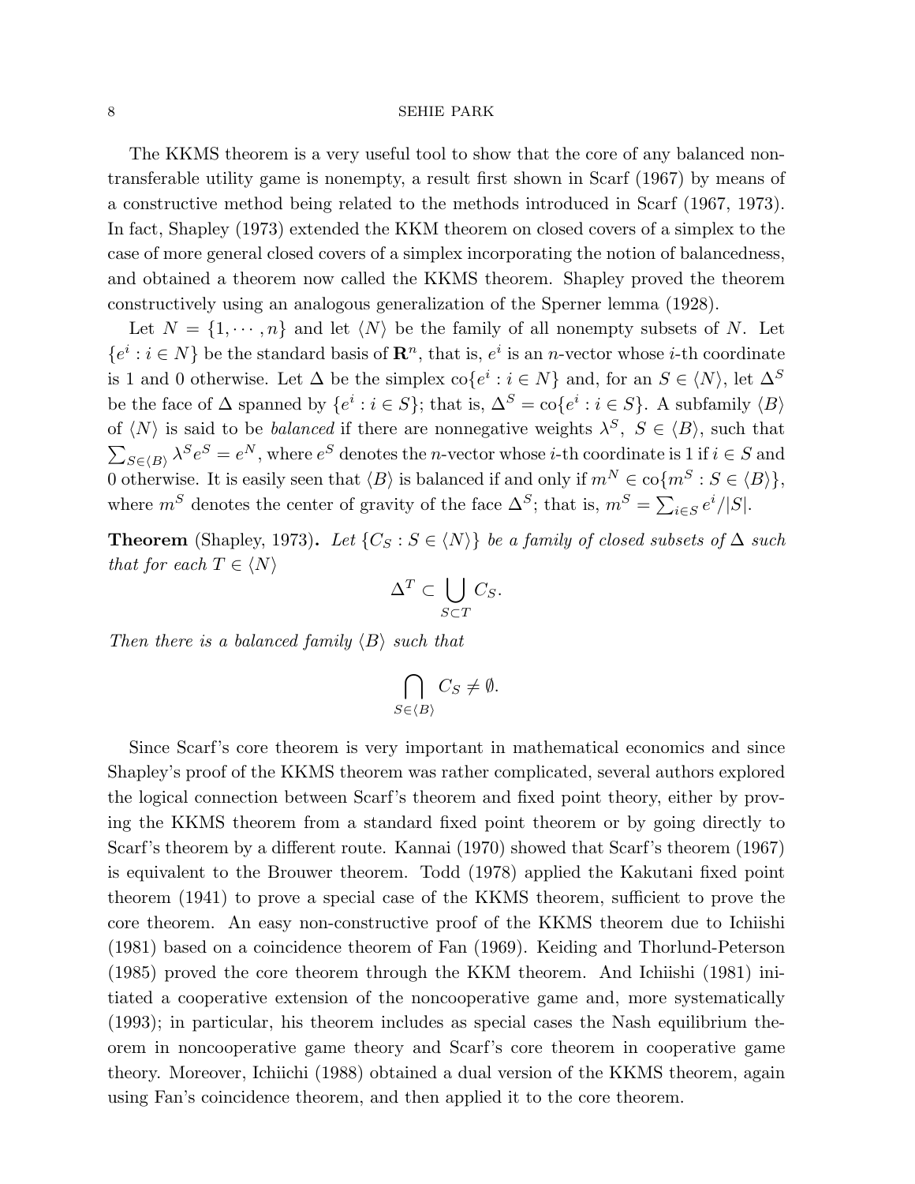The KKMS theorem is a very useful tool to show that the core of any balanced non-transferable utility game is nonempty, a result first shown in Scarf (1967) by means of a constructive method being related to the methods introduced in Scarf (1967, 1973). In fact, Shapley (1973) extended the KKM theorem on closed covers of a simplex to the case of more general closed covers of a simplex incorporating the notion of balancedness, and obtained a theorem now called the KKMS theorem. Shapley proved the theorem constructively using an analogous generalization of the Sperner lemma (1928).

Let $N = \{1, \cdots, n\}$ and let $\langle N \rangle$ be the family of all nonempty subsets of $N$. Let $\{e^i : i \in N\}$ be the standard basis of $\mathbf{R}^n$, that is, $e^i$ is an $n$-vector whose $i$-th coordinate is 1 and 0 otherwise. Let $\Delta$ be the simplex $\mathrm{co}\{e^i : i \in N\}$ and, for an $S \in \langle N \rangle$, let $\Delta^S$ be the face of $\Delta$ spanned by $\{e^i : i \in S\}$; that is, $\Delta^S = \mathrm{co}\{e^i : i \in S\}$. A subfamily $\langle B \rangle$ of $\langle N \rangle$ is said to be *balanced* if there are nonnegative weights $\lambda^S$, $S \in \langle B \rangle$, such that $\sum_{S \in \langle B \rangle} \lambda^S e^S = e^N$, where $e^S$ denotes the $n$-vector whose $i$-th coordinate is 1 if $i \in S$ and 0 otherwise. It is easily seen that $\langle B \rangle$ is balanced if and only if $m^N \in \mathrm{co}\{m^S : S \in \langle B \rangle\}$, where $m^S$ denotes the center of gravity of the face $\Delta^S$; that is, $m^S = \sum_{i \in S} e^i / |S|$.

**Theorem** (Shapley, 1973). *Let $\{C_S : S \in \langle N \rangle\}$ be a family of closed subsets of $\Delta$ such that for each $T \in \langle N \rangle$*

$$\Delta^T \subset \bigcup_{S \subset T} C_S.$$

*Then there is a balanced family $\langle B \rangle$ such that*

$$\bigcap_{S \in \langle B \rangle} C_S \neq \emptyset.$$

Since Scarf's core theorem is very important in mathematical economics and since Shapley's proof of the KKMS theorem was rather complicated, several authors explored the logical connection between Scarf's theorem and fixed point theory, either by proving the KKMS theorem from a standard fixed point theorem or by going directly to Scarf's theorem by a different route. Kannai (1970) showed that Scarf's theorem (1967) is equivalent to the Brouwer theorem. Todd (1978) applied the Kakutani fixed point theorem (1941) to prove a special case of the KKMS theorem, sufficient to prove the core theorem. An easy non-constructive proof of the KKMS theorem due to Ichiishi (1981) based on a coincidence theorem of Fan (1969). Keiding and Thorlund-Peterson (1985) proved the core theorem through the KKM theorem. And Ichiishi (1981) initiated a cooperative extension of the noncooperative game and, more systematically (1993); in particular, his theorem includes as special cases the Nash equilibrium theorem in noncooperative game theory and Scarf's core theorem in cooperative game theory. Moreover, Ichiichi (1988) obtained a dual version of the KKMS theorem, again using Fan's coincidence theorem, and then applied it to the core theorem.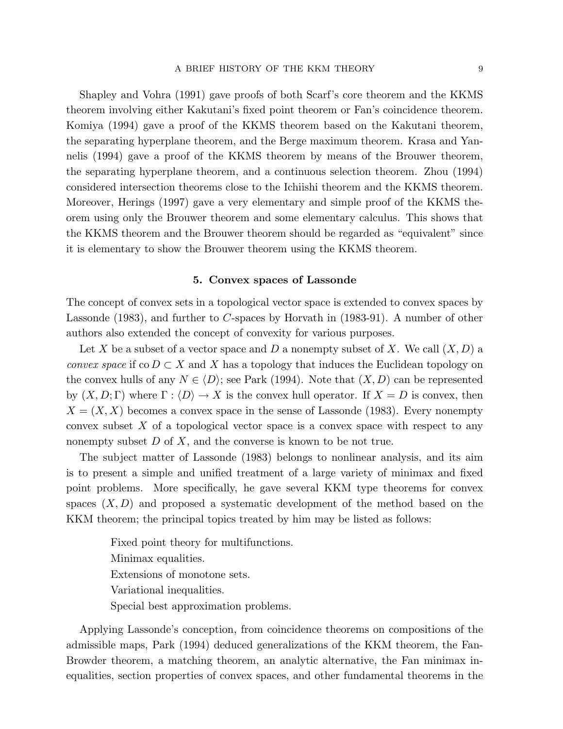Shapley and Vohra (1991) gave proofs of both Scarf's core theorem and the KKMS theorem involving either Kakutani's fixed point theorem or Fan's coincidence theorem. Komiya (1994) gave a proof of the KKMS theorem based on the Kakutani theorem, the separating hyperplane theorem, and the Berge maximum theorem. Krasa and Yannelis (1994) gave a proof of the KKMS theorem by means of the Brouwer theorem, the separating hyperplane theorem, and a continuous selection theorem. Zhou (1994) considered intersection theorems close to the Ichiishi theorem and the KKMS theorem. Moreover, Herings (1997) gave a very elementary and simple proof of the KKMS theorem using only the Brouwer theorem and some elementary calculus. This shows that the KKMS theorem and the Brouwer theorem should be regarded as "equivalent" since it is elementary to show the Brouwer theorem using the KKMS theorem.

## 5. Convex spaces of Lassonde

The concept of convex sets in a topological vector space is extended to convex spaces by Lassonde (1983), and further to $C$-spaces by Horvath in (1983-91). A number of other authors also extended the concept of convexity for various purposes.

Let $X$ be a subset of a vector space and $D$ a nonempty subset of $X$. We call $(X, D)$ a *convex space* if $\operatorname{co} D \subset X$ and $X$ has a topology that induces the Euclidean topology on the convex hulls of any $N \in \langle D \rangle$; see Park (1994). Note that $(X, D)$ can be represented by $(X, D; \Gamma)$ where $\Gamma : \langle D \rangle \to X$ is the convex hull operator. If $X = D$ is convex, then $X = (X, X)$ becomes a convex space in the sense of Lassonde (1983). Every nonempty convex subset $X$ of a topological vector space is a convex space with respect to any nonempty subset $D$ of $X$, and the converse is known to be not true.

The subject matter of Lassonde (1983) belongs to nonlinear analysis, and its aim is to present a simple and unified treatment of a large variety of minimax and fixed point problems. More specifically, he gave several KKM type theorems for convex spaces $(X, D)$ and proposed a systematic development of the method based on the KKM theorem; the principal topics treated by him may be listed as follows:

Fixed point theory for multifunctions.
Minimax equalities.
Extensions of monotone sets.
Variational inequalities.
Special best approximation problems.

Applying Lassonde's conception, from coincidence theorems on compositions of the admissible maps, Park (1994) deduced generalizations of the KKM theorem, the Fan-Browder theorem, a matching theorem, an analytic alternative, the Fan minimax inequalities, section properties of convex spaces, and other fundamental theorems in the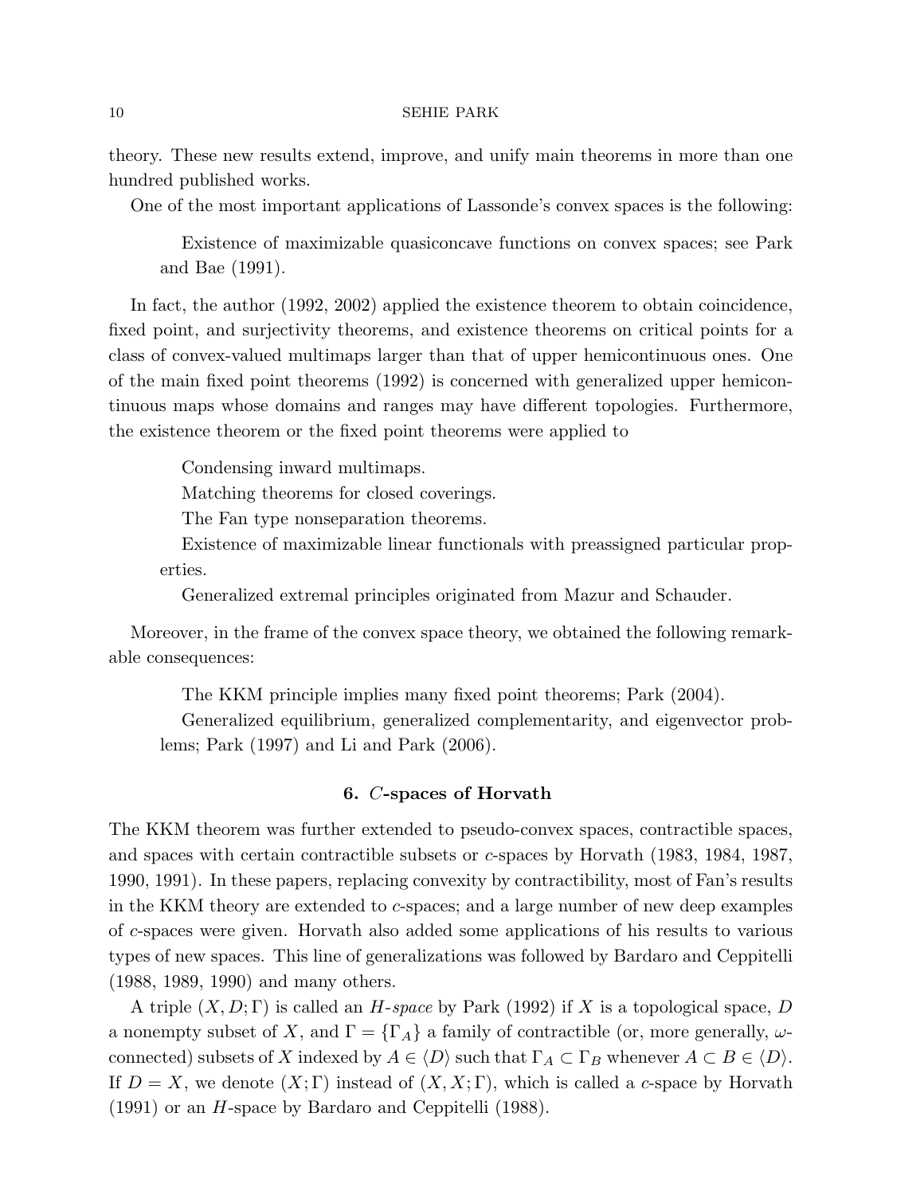theory. These new results extend, improve, and unify main theorems in more than one hundred published works.

One of the most important applications of Lassonde's convex spaces is the following:

> Existence of maximizable quasiconcave functions on convex spaces; see Park and Bae (1991).

In fact, the author (1992, 2002) applied the existence theorem to obtain coincidence, fixed point, and surjectivity theorems, and existence theorems on critical points for a class of convex-valued multimaps larger than that of upper hemicontinuous ones. One of the main fixed point theorems (1992) is concerned with generalized upper hemicontinuous maps whose domains and ranges may have different topologies. Furthermore, the existence theorem or the fixed point theorems were applied to

> Condensing inward multimaps.
>
> Matching theorems for closed coverings.
>
> The Fan type nonseparation theorems.
>
> Existence of maximizable linear functionals with preassigned particular properties.
>
> Generalized extremal principles originated from Mazur and Schauder.

Moreover, in the frame of the convex space theory, we obtained the following remarkable consequences:

> The KKM principle implies many fixed point theorems; Park (2004).
>
> Generalized equilibrium, generalized complementarity, and eigenvector problems; Park (1997) and Li and Park (2006).

## 6. $C$-spaces of Horvath

The KKM theorem was further extended to pseudo-convex spaces, contractible spaces, and spaces with certain contractible subsets or *c*-spaces by Horvath (1983, 1984, 1987, 1990, 1991). In these papers, replacing convexity by contractibility, most of Fan's results in the KKM theory are extended to *c*-spaces; and a large number of new deep examples of *c*-spaces were given. Horvath also added some applications of his results to various types of new spaces. This line of generalizations was followed by Bardaro and Ceppitelli (1988, 1989, 1990) and many others.

A triple $(X, D; \Gamma)$ is called an *H-space* by Park (1992) if $X$ is a topological space, $D$ a nonempty subset of $X$, and $\Gamma = \{\Gamma_A\}$ a family of contractible (or, more generally, $\omega$-connected) subsets of $X$ indexed by $A \in \langle D \rangle$ such that $\Gamma_A \subset \Gamma_B$ whenever $A \subset B \in \langle D \rangle$. If $D = X$, we denote $(X; \Gamma)$ instead of $(X, X; \Gamma)$, which is called a *c*-space by Horvath (1991) or an *H*-space by Bardaro and Ceppitelli (1988).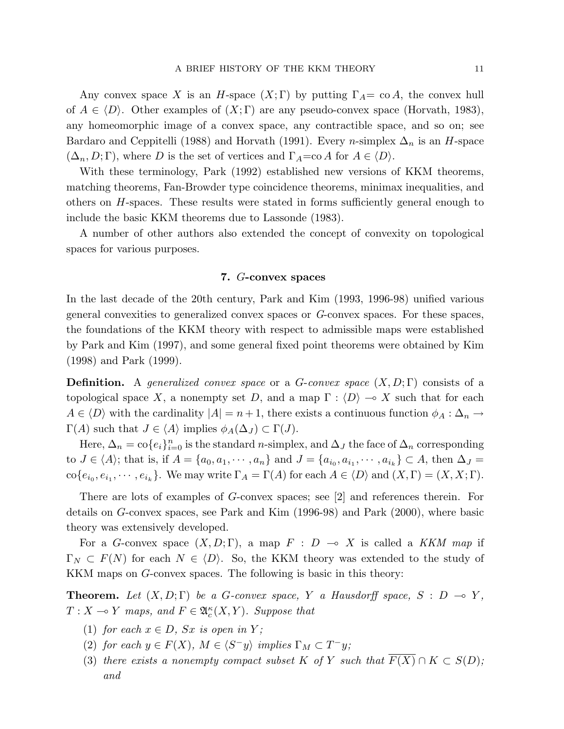Any convex space $X$ is an $H$-space $(X;\Gamma)$ by putting $\Gamma_A=$ co $A$, the convex hull of $A \in \langle D \rangle$. Other examples of $(X;\Gamma)$ are any pseudo-convex space (Horvath, 1983), any homeomorphic image of a convex space, any contractible space, and so on; see Bardaro and Ceppitelli (1988) and Horvath (1991). Every $n$-simplex $\Delta_n$ is an $H$-space $(\Delta_n, D; \Gamma)$, where $D$ is the set of vertices and $\Gamma_A$=co $A$ for $A \in \langle D \rangle$.

With these terminology, Park (1992) established new versions of KKM theorems, matching theorems, Fan-Browder type coincidence theorems, minimax inequalities, and others on $H$-spaces. These results were stated in forms sufficiently general enough to include the basic KKM theorems due to Lassonde (1983).

A number of other authors also extended the concept of convexity on topological spaces for various purposes.

## 7. $G$-convex spaces

In the last decade of the 20th century, Park and Kim (1993, 1996-98) unified various general convexities to generalized convex spaces or $G$-convex spaces. For these spaces, the foundations of the KKM theory with respect to admissible maps were established by Park and Kim (1997), and some general fixed point theorems were obtained by Kim (1998) and Park (1999).

**Definition.** A *generalized convex space* or a *$G$-convex space* $(X, D; \Gamma)$ consists of a topological space $X$, a nonempty set $D$, and a map $\Gamma : \langle D \rangle \multimap X$ such that for each $A \in \langle D \rangle$ with the cardinality $|A| = n+1$, there exists a continuous function $\phi_A : \Delta_n \to \Gamma(A)$ such that $J \in \langle A \rangle$ implies $\phi_A(\Delta_J) \subset \Gamma(J)$.

Here, $\Delta_n = \text{co}\{e_i\}_{i=0}^n$ is the standard $n$-simplex, and $\Delta_J$ the face of $\Delta_n$ corresponding to $J \in \langle A \rangle$; that is, if $A = \{a_0, a_1, \cdots, a_n\}$ and $J = \{a_{i_0}, a_{i_1}, \cdots, a_{i_k}\} \subset A$, then $\Delta_J = \text{co}\{e_{i_0}, e_{i_1}, \cdots, e_{i_k}\}$. We may write $\Gamma_A = \Gamma(A)$ for each $A \in \langle D \rangle$ and $(X, \Gamma) = (X, X; \Gamma)$.

There are lots of examples of $G$-convex spaces; see [2] and references therein. For details on $G$-convex spaces, see Park and Kim (1996-98) and Park (2000), where basic theory was extensively developed.

For a $G$-convex space $(X, D; \Gamma)$, a map $F : D \multimap X$ is called a *KKM map* if $\Gamma_N \subset F(N)$ for each $N \in \langle D \rangle$. So, the KKM theory was extended to the study of KKM maps on $G$-convex spaces. The following is basic in this theory:

**Theorem.** *Let $(X, D; \Gamma)$ be a $G$-convex space, $Y$ a Hausdorff space, $S : D \multimap Y$, $T : X \multimap Y$ maps, and $F \in \mathfrak{A}_c^\kappa(X, Y)$. Suppose that*

1. *for each $x \in D$, $Sx$ is open in $Y$;*
2. *for each $y \in F(X)$, $M \in \langle S^- y \rangle$ implies $\Gamma_M \subset T^- y$;*
3. *there exists a nonempty compact subset $K$ of $Y$ such that $\overline{F(X)} \cap K \subset S(D)$; and*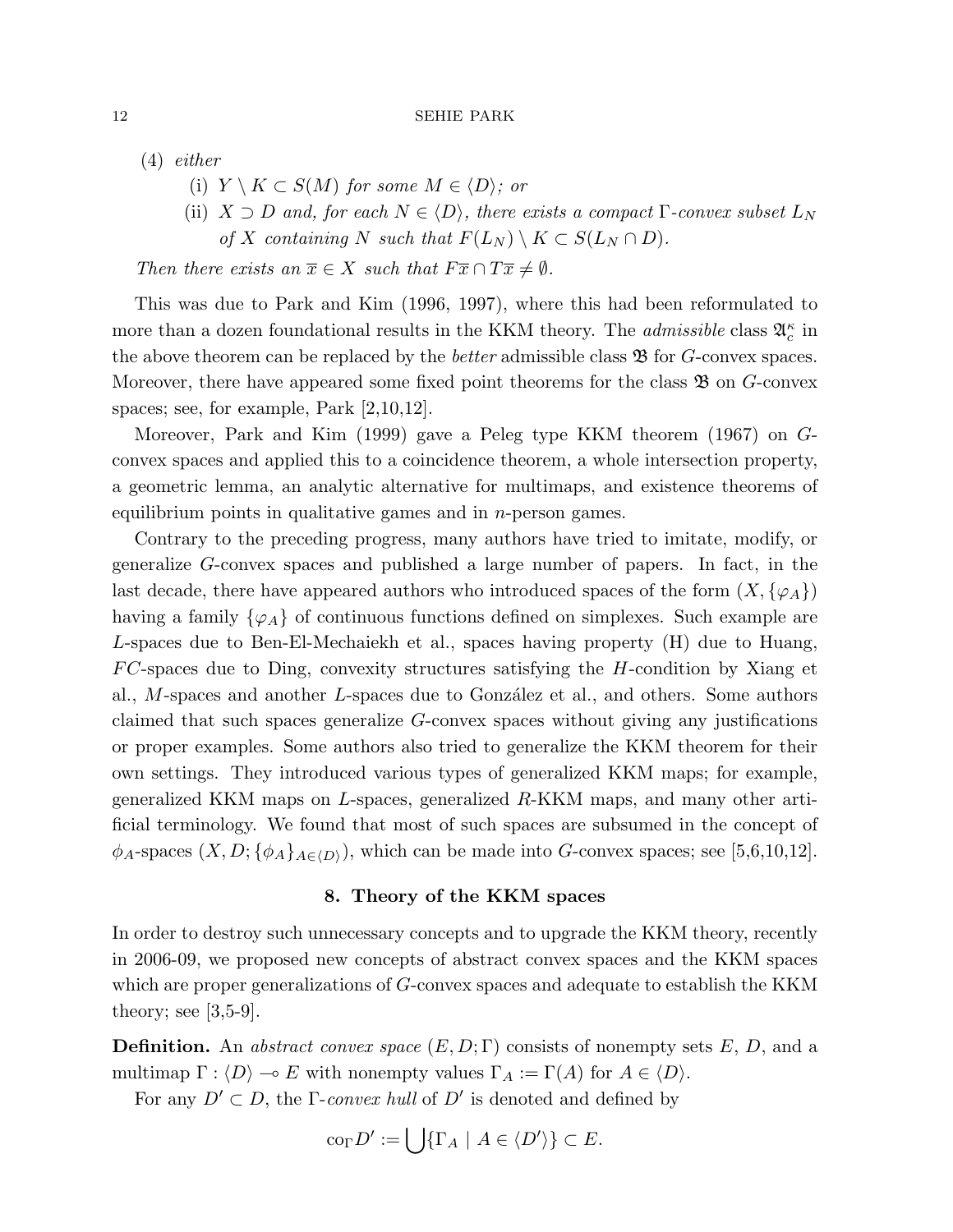(4) *either*

  (i) $Y \setminus K \subset S(M)$ *for some* $M \in \langle D \rangle$*; or*

  (ii) $X \supset D$ *and, for each* $N \in \langle D \rangle$*, there exists a compact* $\Gamma$*-convex subset* $L_N$ *of* $X$ *containing* $N$ *such that* $F(L_N) \setminus K \subset S(L_N \cap D)$.

*Then there exists an* $\overline{x} \in X$ *such that* $F\overline{x} \cap T\overline{x} \neq \emptyset$.

This was due to Park and Kim (1996, 1997), where this had been reformulated to more than a dozen foundational results in the KKM theory. The *admissible* class $\mathfrak{A}_c^\kappa$ in the above theorem can be replaced by the *better* admissible class $\mathfrak{B}$ for $G$-convex spaces. Moreover, there have appeared some fixed point theorems for the class $\mathfrak{B}$ on $G$-convex spaces; see, for example, Park [2,10,12].

Moreover, Park and Kim (1999) gave a Peleg type KKM theorem (1967) on $G$-convex spaces and applied this to a coincidence theorem, a whole intersection property, a geometric lemma, an analytic alternative for multimaps, and existence theorems of equilibrium points in qualitative games and in $n$-person games.

Contrary to the preceding progress, many authors have tried to imitate, modify, or generalize $G$-convex spaces and published a large number of papers. In fact, in the last decade, there have appeared authors who introduced spaces of the form $(X, \{\varphi_A\})$ having a family $\{\varphi_A\}$ of continuous functions defined on simplexes. Such example are $L$-spaces due to Ben-El-Mechaiekh et al., spaces having property (H) due to Huang, $FC$-spaces due to Ding, convexity structures satisfying the $H$-condition by Xiang et al., $M$-spaces and another $L$-spaces due to González et al., and others. Some authors claimed that such spaces generalize $G$-convex spaces without giving any justifications or proper examples. Some authors also tried to generalize the KKM theorem for their own settings. They introduced various types of generalized KKM maps; for example, generalized KKM maps on $L$-spaces, generalized $R$-KKM maps, and many other artificial terminology. We found that most of such spaces are subsumed in the concept of $\phi_A$-spaces $(X, D; \{\phi_A\}_{A\in\langle D\rangle})$, which can be made into $G$-convex spaces; see [5,6,10,12].

## 8. Theory of the KKM spaces

In order to destroy such unnecessary concepts and to upgrade the KKM theory, recently in 2006-09, we proposed new concepts of abstract convex spaces and the KKM spaces which are proper generalizations of $G$-convex spaces and adequate to establish the KKM theory; see [3,5-9].

**Definition.** An *abstract convex space* $(E, D; \Gamma)$ consists of nonempty sets $E$, $D$, and a multimap $\Gamma : \langle D \rangle \multimap E$ with nonempty values $\Gamma_A := \Gamma(A)$ for $A \in \langle D \rangle$.

For any $D' \subset D$, the $\Gamma$-*convex hull* of $D'$ is denoted and defined by

$$\mathrm{co}_\Gamma D' := \bigcup\{\Gamma_A \mid A \in \langle D' \rangle\} \subset E.$$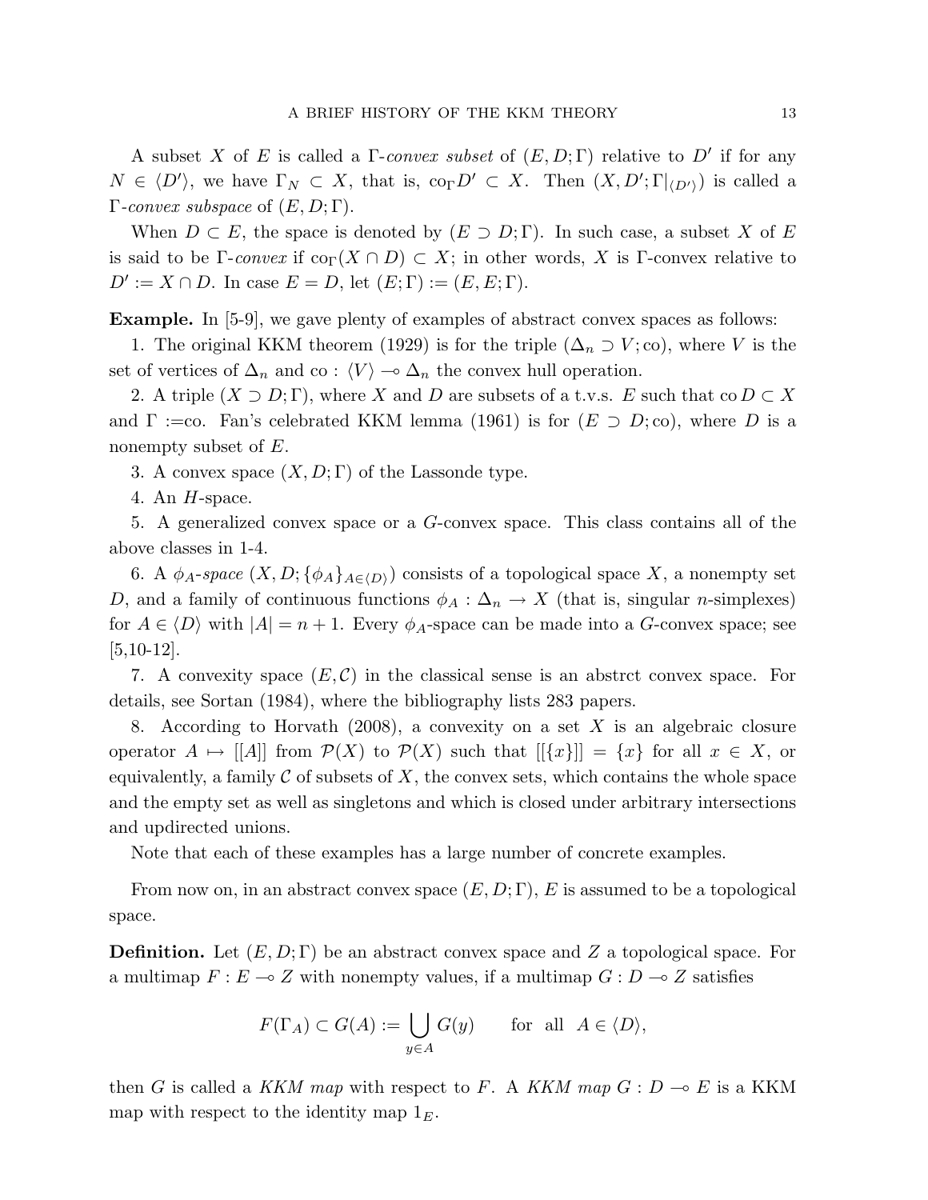A subset $X$ of $E$ is called a *$\Gamma$-convex subset* of $(E, D; \Gamma)$ relative to $D'$ if for any $N \in \langle D' \rangle$, we have $\Gamma_N \subset X$, that is, $\mathrm{co}_\Gamma D' \subset X$. Then $(X, D'; \Gamma|_{\langle D' \rangle})$ is called a *$\Gamma$-convex subspace* of $(E, D; \Gamma)$.

When $D \subset E$, the space is denoted by $(E \supset D; \Gamma)$. In such case, a subset $X$ of $E$ is said to be *$\Gamma$-convex* if $\mathrm{co}_\Gamma(X \cap D) \subset X$; in other words, $X$ is $\Gamma$-convex relative to $D' := X \cap D$. In case $E = D$, let $(E; \Gamma) := (E, E; \Gamma)$.

**Example.** In [5-9], we gave plenty of examples of abstract convex spaces as follows:

1. The original KKM theorem (1929) is for the triple $(\Delta_n \supset V; \mathrm{co})$, where $V$ is the set of vertices of $\Delta_n$ and $\mathrm{co} : \langle V \rangle \multimap \Delta_n$ the convex hull operation.

2. A triple $(X \supset D; \Gamma)$, where $X$ and $D$ are subsets of a t.v.s. $E$ such that $\mathrm{co}\, D \subset X$ and $\Gamma :=$co. Fan's celebrated KKM lemma (1961) is for $(E \supset D; \mathrm{co})$, where $D$ is a nonempty subset of $E$.

3. A convex space $(X, D; \Gamma)$ of the Lassonde type.

4. An $H$-space.

5. A generalized convex space or a $G$-convex space. This class contains all of the above classes in 1-4.

6. A *$\phi_A$-space* $(X, D; \{\phi_A\}_{A \in \langle D \rangle})$ consists of a topological space $X$, a nonempty set $D$, and a family of continuous functions $\phi_A : \Delta_n \to X$ (that is, singular $n$-simplexes) for $A \in \langle D \rangle$ with $|A| = n + 1$. Every $\phi_A$-space can be made into a $G$-convex space; see [5,10-12].

7. A convexity space $(E, \mathcal{C})$ in the classical sense is an abstrct convex space. For details, see Sortan (1984), where the bibliography lists 283 papers.

8. According to Horvath (2008), a convexity on a set $X$ is an algebraic closure operator $A \mapsto [[A]]$ from $\mathcal{P}(X)$ to $\mathcal{P}(X)$ such that $[[\{x\}]] = \{x\}$ for all $x \in X$, or equivalently, a family $\mathcal{C}$ of subsets of $X$, the convex sets, which contains the whole space and the empty set as well as singletons and which is closed under arbitrary intersections and updirected unions.

Note that each of these examples has a large number of concrete examples.

From now on, in an abstract convex space $(E, D; \Gamma)$, $E$ is assumed to be a topological space.

**Definition.** Let $(E, D; \Gamma)$ be an abstract convex space and $Z$ a topological space. For a multimap $F : E \multimap Z$ with nonempty values, if a multimap $G : D \multimap Z$ satisfies

$$F(\Gamma_A) \subset G(A) := \bigcup_{y \in A} G(y) \qquad \text{for all} \quad A \in \langle D \rangle,$$

then $G$ is called a *KKM map* with respect to $F$. A *KKM map* $G : D \multimap E$ is a KKM map with respect to the identity map $1_E$.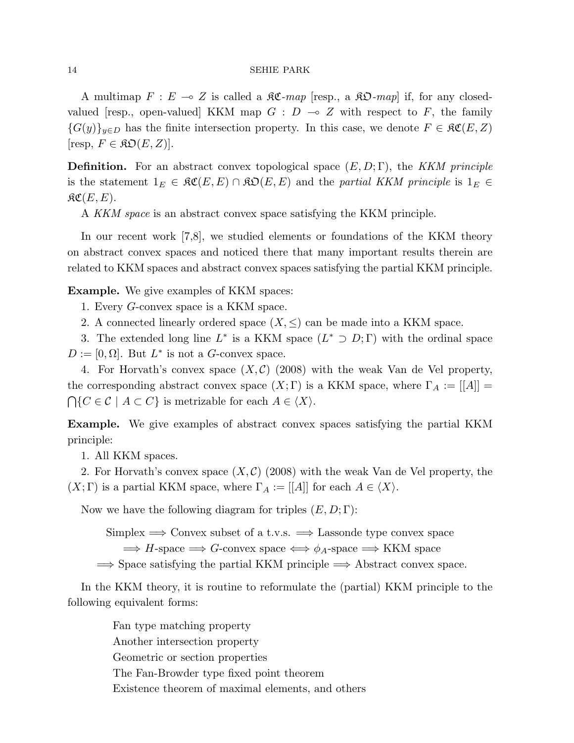A multimap $F : E \multimap Z$ is called a $\mathfrak{KC}$*-map* [resp., a $\mathfrak{KO}$*-map*] if, for any closed-valued [resp., open-valued] KKM map $G : D \multimap Z$ with respect to $F$, the family $\{G(y)\}_{y \in D}$ has the finite intersection property. In this case, we denote $F \in \mathfrak{KC}(E, Z)$ [resp, $F \in \mathfrak{KO}(E, Z)$].

**Definition.** For an abstract convex topological space $(E, D; \Gamma)$, the *KKM principle* is the statement $1_E \in \mathfrak{KC}(E, E) \cap \mathfrak{KO}(E, E)$ and the *partial KKM principle* is $1_E \in \mathfrak{KC}(E, E)$.

A *KKM space* is an abstract convex space satisfying the KKM principle.

In our recent work [7,8], we studied elements or foundations of the KKM theory on abstract convex spaces and noticed there that many important results therein are related to KKM spaces and abstract convex spaces satisfying the partial KKM principle.

**Example.** We give examples of KKM spaces:

1. Every $G$-convex space is a KKM space.
2. A connected linearly ordered space $(X, \leq)$ can be made into a KKM space.
3. The extended long line $L^*$ is a KKM space $(L^* \supset D; \Gamma)$ with the ordinal space $D := [0, \Omega]$. But $L^*$ is not a $G$-convex space.
4. For Horvath's convex space $(X, \mathcal{C})$ (2008) with the weak Van de Vel property, the corresponding abstract convex space $(X; \Gamma)$ is a KKM space, where $\Gamma_A := [[A]] = \bigcap \{C \in \mathcal{C} \mid A \subset C\}$ is metrizable for each $A \in \langle X \rangle$.

**Example.** We give examples of abstract convex spaces satisfying the partial KKM principle:

1. All KKM spaces.
2. For Horvath's convex space $(X, \mathcal{C})$ (2008) with the weak Van de Vel property, the $(X; \Gamma)$ is a partial KKM space, where $\Gamma_A := [[A]]$ for each $A \in \langle X \rangle$.

Now we have the following diagram for triples $(E, D; \Gamma)$:

Simplex $\Longrightarrow$ Convex subset of a t.v.s. $\Longrightarrow$ Lassonde type convex space
$\Longrightarrow$ $H$-space $\Longrightarrow$ $G$-convex space $\Longleftrightarrow$ $\phi_A$-space $\Longrightarrow$ KKM space
$\Longrightarrow$ Space satisfying the partial KKM principle $\Longrightarrow$ Abstract convex space.

In the KKM theory, it is routine to reformulate the (partial) KKM principle to the following equivalent forms:

Fan type matching property
Another intersection property
Geometric or section properties
The Fan-Browder type fixed point theorem
Existence theorem of maximal elements, and others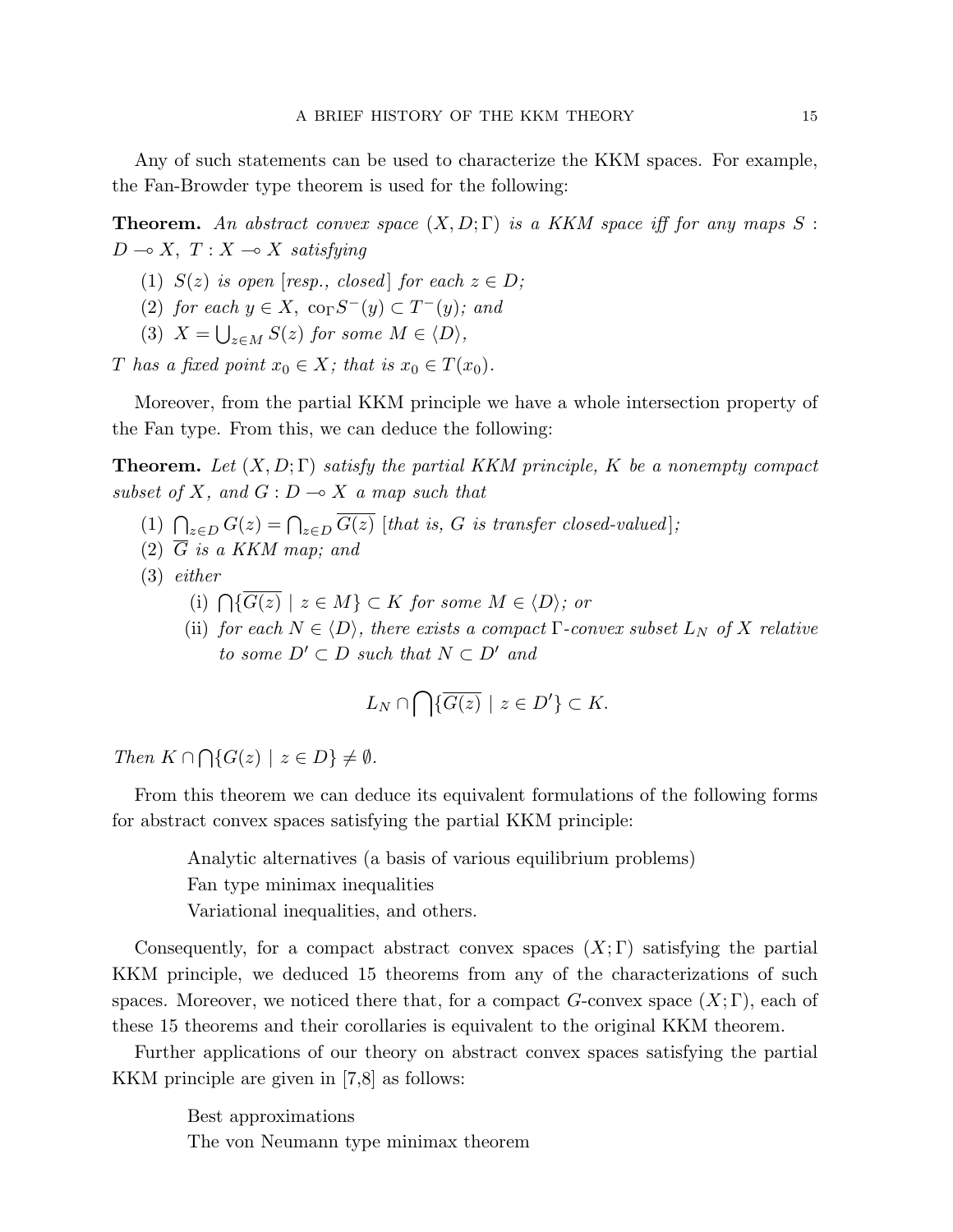Any of such statements can be used to characterize the KKM spaces. For example, the Fan-Browder type theorem is used for the following:

**Theorem.** *An abstract convex space $(X, D; \Gamma)$ is a KKM space iff for any maps $S : D \multimap X$, $T : X \multimap X$ satisfying*

1. *$S(z)$ is open [resp., closed] for each $z \in D$;*
2. *for each $y \in X$, $\mathrm{co}_\Gamma S^-(y) \subset T^-(y)$; and*
3. *$X = \bigcup_{z \in M} S(z)$ for some $M \in \langle D \rangle$,*

*$T$ has a fixed point $x_0 \in X$; that is $x_0 \in T(x_0)$.*

Moreover, from the partial KKM principle we have a whole intersection property of the Fan type. From this, we can deduce the following:

**Theorem.** *Let $(X, D; \Gamma)$ satisfy the partial KKM principle, $K$ be a nonempty compact subset of $X$, and $G : D \multimap X$ a map such that*

1. *$\bigcap_{z \in D} G(z) = \bigcap_{z \in D} \overline{G(z)}$ [that is, $G$ is transfer closed-valued];*
2. *$\overline{G}$ is a KKM map; and*
3. *either*
   - (i) *$\bigcap \{ \overline{G(z)} \mid z \in M \} \subset K$ for some $M \in \langle D \rangle$; or*
   - (ii) *for each $N \in \langle D \rangle$, there exists a compact $\Gamma$-convex subset $L_N$ of $X$ relative to some $D' \subset D$ such that $N \subset D'$ and*

$$L_N \cap \bigcap \{ \overline{G(z)} \mid z \in D' \} \subset K.$$

*Then $K \cap \bigcap \{ G(z) \mid z \in D \} \neq \emptyset$.*

From this theorem we can deduce its equivalent formulations of the following forms for abstract convex spaces satisfying the partial KKM principle:

> Analytic alternatives (a basis of various equilibrium problems)
> Fan type minimax inequalities
> Variational inequalities, and others.

Consequently, for a compact abstract convex spaces $(X; \Gamma)$ satisfying the partial KKM principle, we deduced 15 theorems from any of the characterizations of such spaces. Moreover, we noticed there that, for a compact $G$-convex space $(X; \Gamma)$, each of these 15 theorems and their corollaries is equivalent to the original KKM theorem.

Further applications of our theory on abstract convex spaces satisfying the partial KKM principle are given in [7,8] as follows:

> Best approximations
> The von Neumann type minimax theorem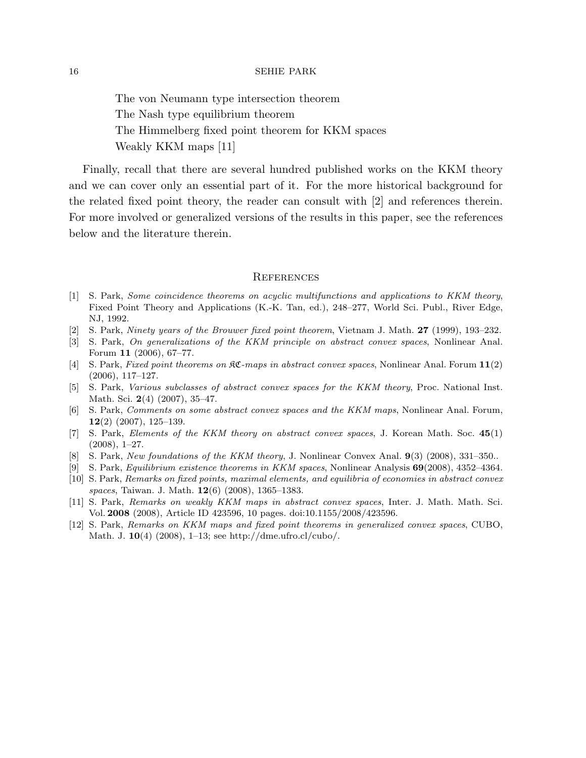The von Neumann type intersection theorem
The Nash type equilibrium theorem
The Himmelberg fixed point theorem for KKM spaces
Weakly KKM maps [11]

Finally, recall that there are several hundred published works on the KKM theory and we can cover only an essential part of it. For the more historical background for the related fixed point theory, the reader can consult with [2] and references therein. For more involved or generalized versions of the results in this paper, see the references below and the literature therein.

## References

[1] S. Park, *Some coincidence theorems on acyclic multifunctions and applications to KKM theory*, Fixed Point Theory and Applications (K.-K. Tan, ed.), 248–277, World Sci. Publ., River Edge, NJ, 1992.

[2] S. Park, *Ninety years of the Brouwer fixed point theorem*, Vietnam J. Math. **27** (1999), 193–232.

[3] S. Park, *On generalizations of the KKM principle on abstract convex spaces*, Nonlinear Anal. Forum **11** (2006), 67–77.

[4] S. Park, *Fixed point theorems on $\mathfrak{KC}$-maps in abstract convex spaces*, Nonlinear Anal. Forum **11**(2) (2006), 117–127.

[5] S. Park, *Various subclasses of abstract convex spaces for the KKM theory*, Proc. National Inst. Math. Sci. **2**(4) (2007), 35–47.

[6] S. Park, *Comments on some abstract convex spaces and the KKM maps*, Nonlinear Anal. Forum, **12**(2) (2007), 125–139.

[7] S. Park, *Elements of the KKM theory on abstract convex spaces*, J. Korean Math. Soc. **45**(1) (2008), 1–27.

[8] S. Park, *New foundations of the KKM theory*, J. Nonlinear Convex Anal. **9**(3) (2008), 331–350..

[9] S. Park, *Equilibrium existence theorems in KKM spaces*, Nonlinear Analysis **69**(2008), 4352–4364.

[10] S. Park, *Remarks on fixed points, maximal elements, and equilibria of economies in abstract convex spaces*, Taiwan. J. Math. **12**(6) (2008), 1365–1383.

[11] S. Park, *Remarks on weakly KKM maps in abstract convex spaces*, Inter. J. Math. Math. Sci. Vol. **2008** (2008), Article ID 423596, 10 pages. doi:10.1155/2008/423596.

[12] S. Park, *Remarks on KKM maps and fixed point theorems in generalized convex spaces*, CUBO, Math. J. **10**(4) (2008), 1–13; see http://dme.ufro.cl/cubo/.